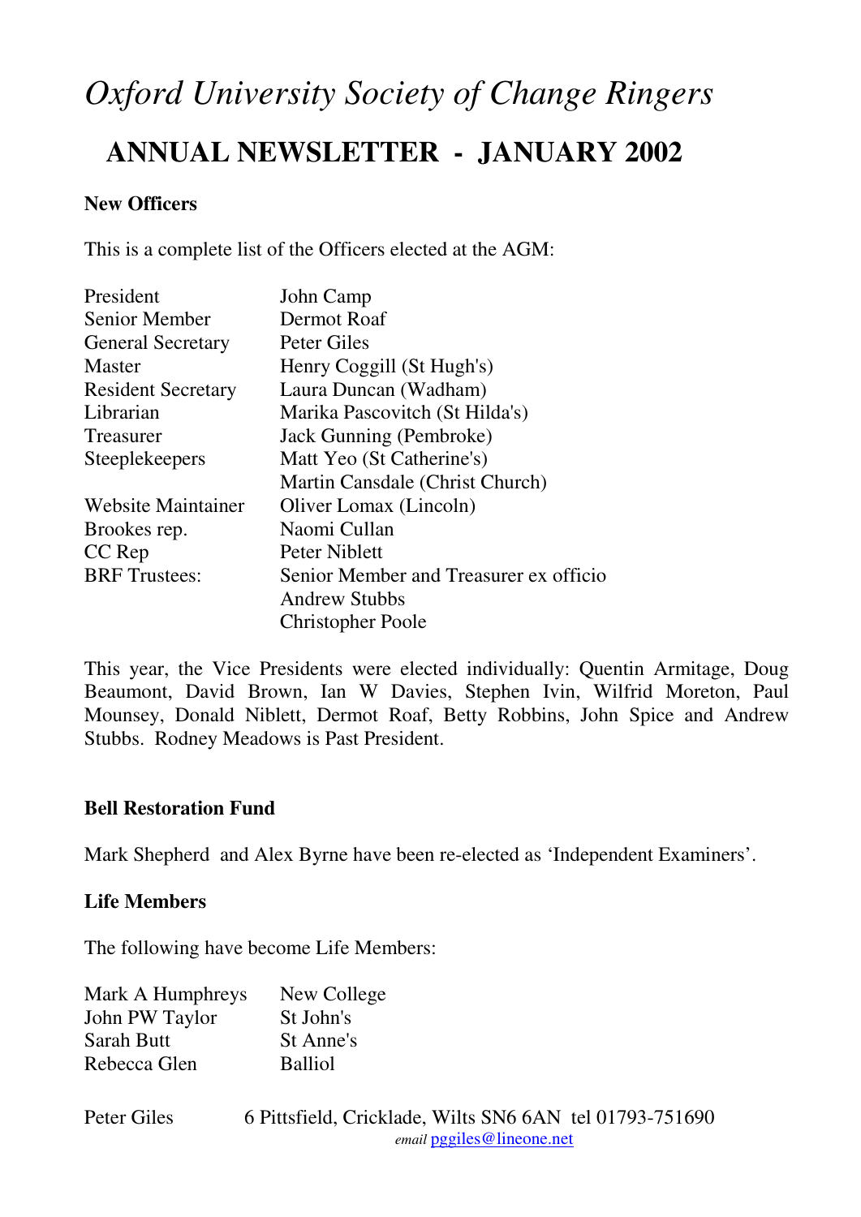# *Oxford University Society of Change Ringers*

## ANNUAL NEWSLETTER - JANUARY 2002

**New Officers**

This is a complete list of the Officers elected at the AGM:

| | |
|---|---|
| President | John Camp |
| Senior Member | Dermot Roaf |
| General Secretary | Peter Giles |
| Master | Henry Coggill (St Hugh's) |
| Resident Secretary | Laura Duncan (Wadham) |
| Librarian | Marika Pascovitch (St Hilda's) |
| Treasurer | Jack Gunning (Pembroke) |
| Steeplekeepers | Matt Yeo (St Catherine's) |
| | Martin Cansdale (Christ Church) |
| Website Maintainer | Oliver Lomax (Lincoln) |
| Brookes rep. | Naomi Cullan |
| CC Rep | Peter Niblett |
| BRF Trustees: | Senior Member and Treasurer ex officio |
| | Andrew Stubbs |
| | Christopher Poole |

This year, the Vice Presidents were elected individually: Quentin Armitage, Doug Beaumont, David Brown, Ian W Davies, Stephen Ivin, Wilfrid Moreton, Paul Mounsey, Donald Niblett, Dermot Roaf, Betty Robbins, John Spice and Andrew Stubbs. Rodney Meadows is Past President.

**Bell Restoration Fund**

Mark Shepherd and Alex Byrne have been re-elected as 'Independent Examiners'.

**Life Members**

The following have become Life Members:

| | |
|---|---|
| Mark A Humphreys | New College |
| John PW Taylor | St John's |
| Sarah Butt | St Anne's |
| Rebecca Glen | Balliol |

Peter Giles 6 Pittsfield, Cricklade, Wilts SN6 6AN tel 01793-751690
*email* pggiles@lineone.net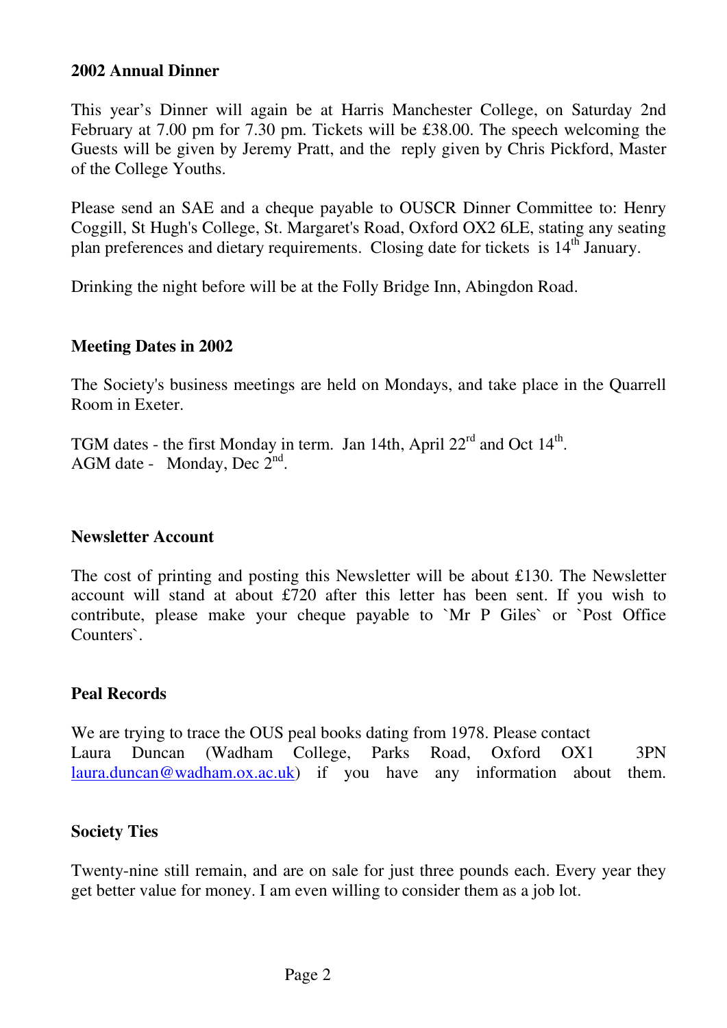**2002 Annual Dinner**

This year's Dinner will again be at Harris Manchester College, on Saturday 2nd February at 7.00 pm for 7.30 pm. Tickets will be £38.00. The speech welcoming the Guests will be given by Jeremy Pratt, and the reply given by Chris Pickford, Master of the College Youths.

Please send an SAE and a cheque payable to OUSCR Dinner Committee to: Henry Coggill, St Hugh's College, St. Margaret's Road, Oxford OX2 6LE, stating any seating plan preferences and dietary requirements. Closing date for tickets is 14th January.

Drinking the night before will be at the Folly Bridge Inn, Abingdon Road.

**Meeting Dates in 2002**

The Society's business meetings are held on Mondays, and take place in the Quarrell Room in Exeter.

TGM dates - the first Monday in term. Jan 14th, April 22rd and Oct 14th.
AGM date - Monday, Dec 2nd.

**Newsletter Account**

The cost of printing and posting this Newsletter will be about £130. The Newsletter account will stand at about £720 after this letter has been sent. If you wish to contribute, please make your cheque payable to `Mr P Giles` or `Post Office Counters`.

**Peal Records**

We are trying to trace the OUS peal books dating from 1978. Please contact Laura Duncan (Wadham College, Parks Road, Oxford OX1 3PN laura.duncan@wadham.ox.ac.uk) if you have any information about them.

**Society Ties**

Twenty-nine still remain, and are on sale for just three pounds each. Every year they get better value for money. I am even willing to consider them as a job lot.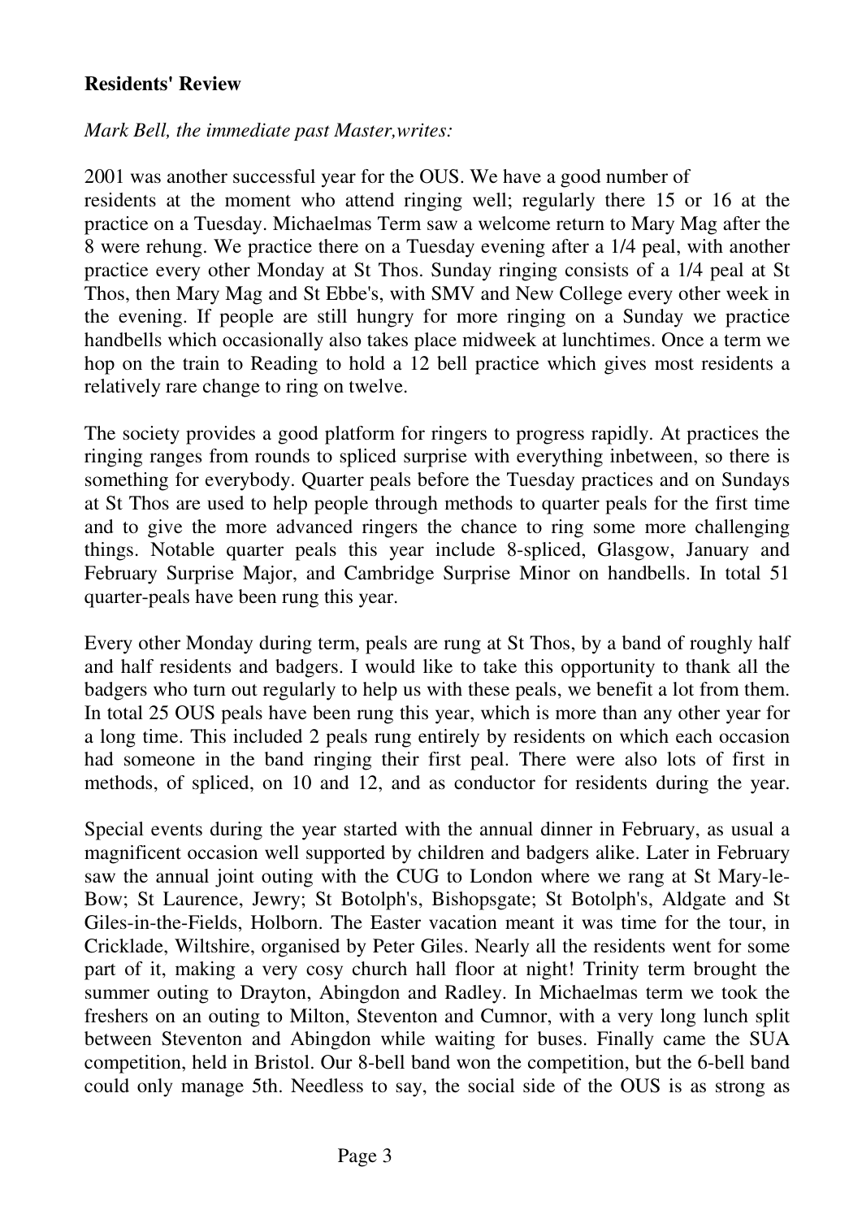**Residents' Review**

*Mark Bell, the immediate past Master,writes:*

2001 was another successful year for the OUS. We have a good number of residents at the moment who attend ringing well; regularly there 15 or 16 at the practice on a Tuesday. Michaelmas Term saw a welcome return to Mary Mag after the 8 were rehung. We practice there on a Tuesday evening after a 1/4 peal, with another practice every other Monday at St Thos. Sunday ringing consists of a 1/4 peal at St Thos, then Mary Mag and St Ebbe's, with SMV and New College every other week in the evening. If people are still hungry for more ringing on a Sunday we practice handbells which occasionally also takes place midweek at lunchtimes. Once a term we hop on the train to Reading to hold a 12 bell practice which gives most residents a relatively rare change to ring on twelve.

The society provides a good platform for ringers to progress rapidly. At practices the ringing ranges from rounds to spliced surprise with everything inbetween, so there is something for everybody. Quarter peals before the Tuesday practices and on Sundays at St Thos are used to help people through methods to quarter peals for the first time and to give the more advanced ringers the chance to ring some more challenging things. Notable quarter peals this year include 8-spliced, Glasgow, January and February Surprise Major, and Cambridge Surprise Minor on handbells. In total 51 quarter-peals have been rung this year.

Every other Monday during term, peals are rung at St Thos, by a band of roughly half and half residents and badgers. I would like to take this opportunity to thank all the badgers who turn out regularly to help us with these peals, we benefit a lot from them. In total 25 OUS peals have been rung this year, which is more than any other year for a long time. This included 2 peals rung entirely by residents on which each occasion had someone in the band ringing their first peal. There were also lots of first in methods, of spliced, on 10 and 12, and as conductor for residents during the year.

Special events during the year started with the annual dinner in February, as usual a magnificent occasion well supported by children and badgers alike. Later in February saw the annual joint outing with the CUG to London where we rang at St Mary-le-Bow; St Laurence, Jewry; St Botolph's, Bishopsgate; St Botolph's, Aldgate and St Giles-in-the-Fields, Holborn. The Easter vacation meant it was time for the tour, in Cricklade, Wiltshire, organised by Peter Giles. Nearly all the residents went for some part of it, making a very cosy church hall floor at night! Trinity term brought the summer outing to Drayton, Abingdon and Radley. In Michaelmas term we took the freshers on an outing to Milton, Steventon and Cumnor, with a very long lunch split between Steventon and Abingdon while waiting for buses. Finally came the SUA competition, held in Bristol. Our 8-bell band won the competition, but the 6-bell band could only manage 5th. Needless to say, the social side of the OUS is as strong as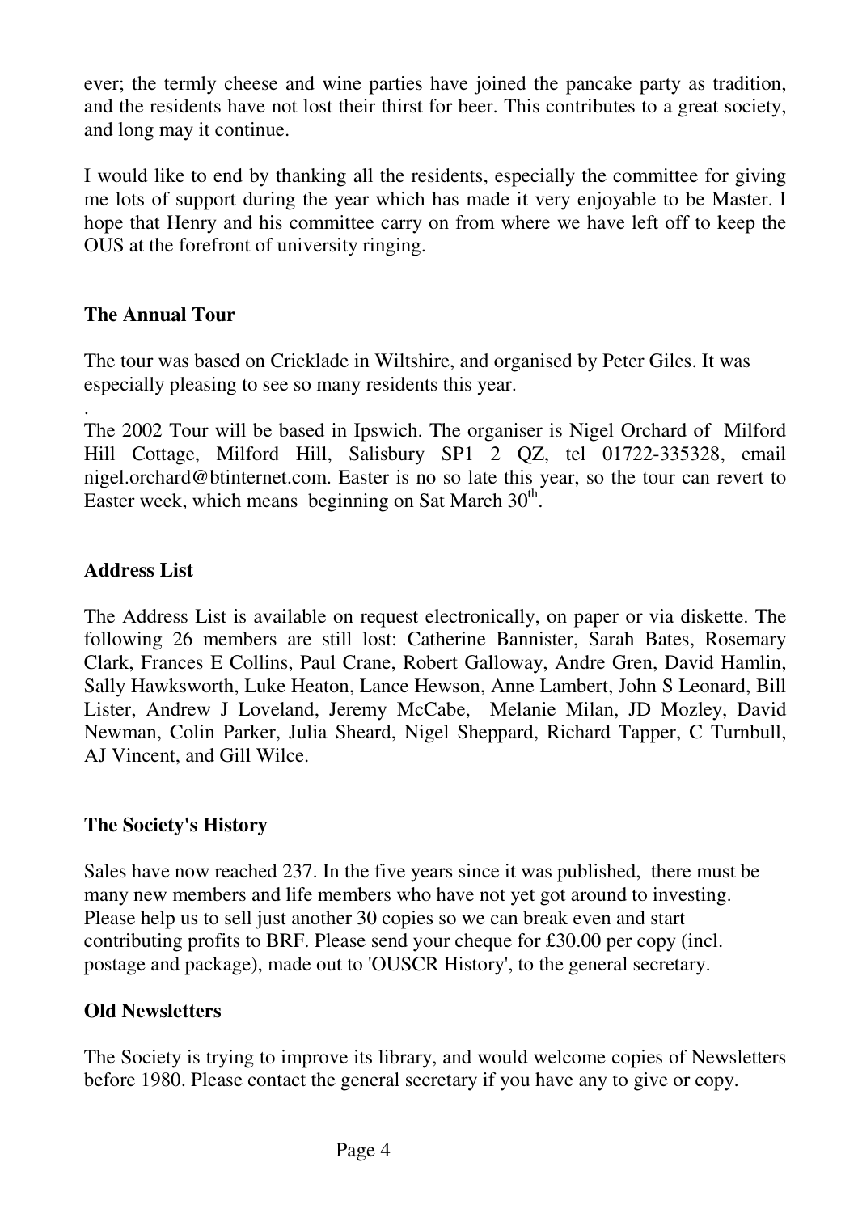ever; the termly cheese and wine parties have joined the pancake party as tradition, and the residents have not lost their thirst for beer. This contributes to a great society, and long may it continue.

I would like to end by thanking all the residents, especially the committee for giving me lots of support during the year which has made it very enjoyable to be Master. I hope that Henry and his committee carry on from where we have left off to keep the OUS at the forefront of university ringing.

## The Annual Tour

The tour was based on Cricklade in Wiltshire, and organised by Peter Giles. It was especially pleasing to see so many residents this year.

.

The 2002 Tour will be based in Ipswich. The organiser is Nigel Orchard of Milford Hill Cottage, Milford Hill, Salisbury SP1 2 QZ, tel 01722-335328, email nigel.orchard@btinternet.com. Easter is no so late this year, so the tour can revert to Easter week, which means beginning on Sat March 30th.

## Address List

The Address List is available on request electronically, on paper or via diskette. The following 26 members are still lost: Catherine Bannister, Sarah Bates, Rosemary Clark, Frances E Collins, Paul Crane, Robert Galloway, Andre Gren, David Hamlin, Sally Hawksworth, Luke Heaton, Lance Hewson, Anne Lambert, John S Leonard, Bill Lister, Andrew J Loveland, Jeremy McCabe, Melanie Milan, JD Mozley, David Newman, Colin Parker, Julia Sheard, Nigel Sheppard, Richard Tapper, C Turnbull, AJ Vincent, and Gill Wilce.

## The Society's History

Sales have now reached 237. In the five years since it was published, there must be many new members and life members who have not yet got around to investing. Please help us to sell just another 30 copies so we can break even and start contributing profits to BRF. Please send your cheque for £30.00 per copy (incl. postage and package), made out to 'OUSCR History', to the general secretary.

## Old Newsletters

The Society is trying to improve its library, and would welcome copies of Newsletters before 1980. Please contact the general secretary if you have any to give or copy.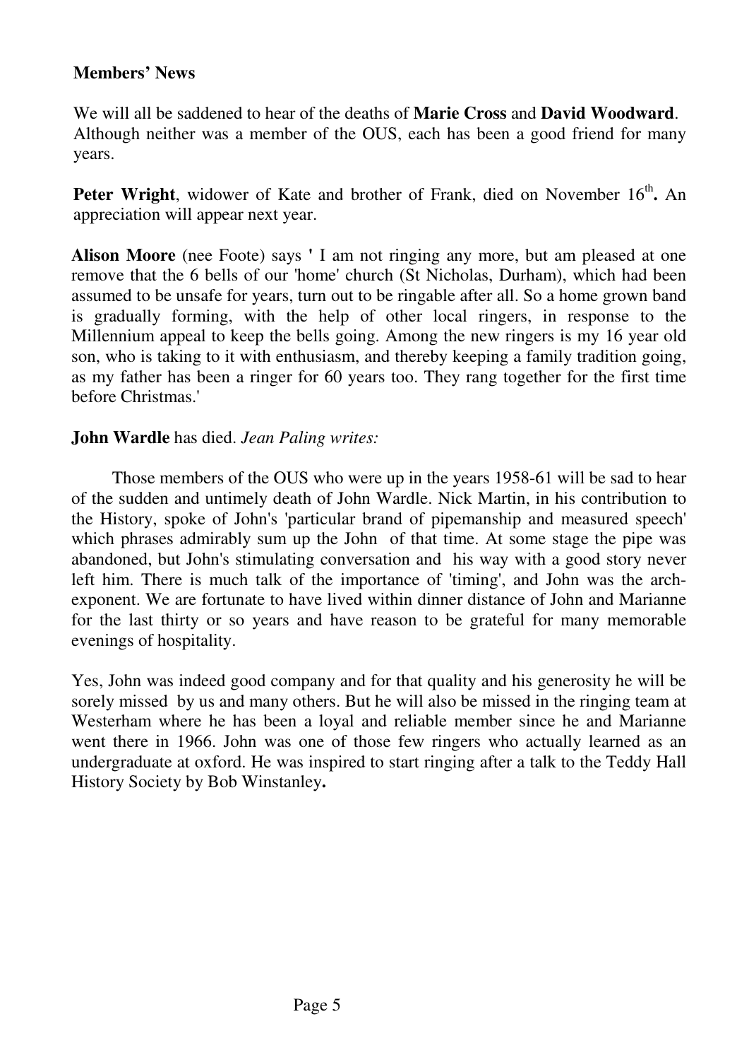**Members' News**

We will all be saddened to hear of the deaths of **Marie Cross** and **David Woodward**. Although neither was a member of the OUS, each has been a good friend for many years.

**Peter Wright**, widower of Kate and brother of Frank, died on November 16th**.** An appreciation will appear next year.

**Alison Moore** (nee Foote) says **'** I am not ringing any more, but am pleased at one remove that the 6 bells of our 'home' church (St Nicholas, Durham), which had been assumed to be unsafe for years, turn out to be ringable after all. So a home grown band is gradually forming, with the help of other local ringers, in response to the Millennium appeal to keep the bells going. Among the new ringers is my 16 year old son, who is taking to it with enthusiasm, and thereby keeping a family tradition going, as my father has been a ringer for 60 years too. They rang together for the first time before Christmas.'

**John Wardle** has died. *Jean Paling writes:*

Those members of the OUS who were up in the years 1958-61 will be sad to hear of the sudden and untimely death of John Wardle. Nick Martin, in his contribution to the History, spoke of John's 'particular brand of pipemanship and measured speech' which phrases admirably sum up the John of that time. At some stage the pipe was abandoned, but John's stimulating conversation and his way with a good story never left him. There is much talk of the importance of 'timing', and John was the arch-exponent. We are fortunate to have lived within dinner distance of John and Marianne for the last thirty or so years and have reason to be grateful for many memorable evenings of hospitality.

Yes, John was indeed good company and for that quality and his generosity he will be sorely missed by us and many others. But he will also be missed in the ringing team at Westerham where he has been a loyal and reliable member since he and Marianne went there in 1966. John was one of those few ringers who actually learned as an undergraduate at oxford. He was inspired to start ringing after a talk to the Teddy Hall History Society by Bob Winstanley**.**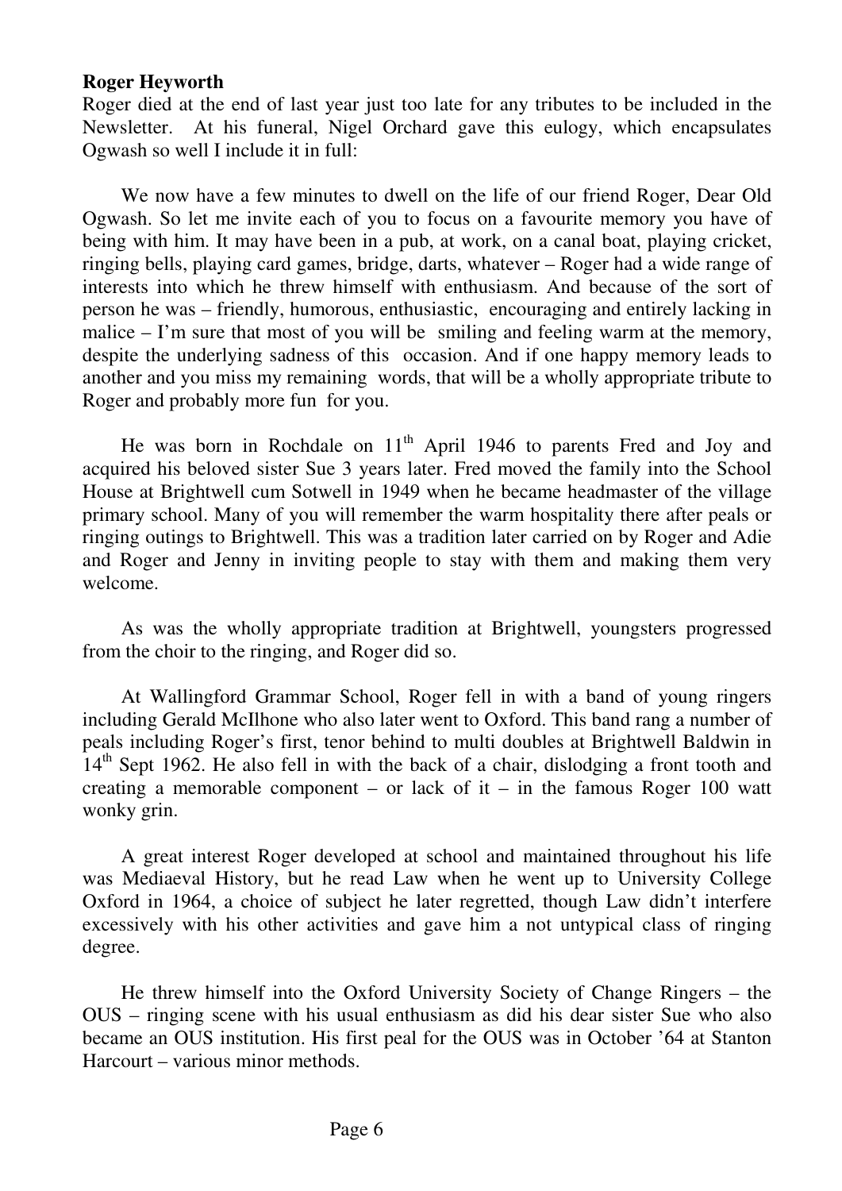**Roger Heyworth**

Roger died at the end of last year just too late for any tributes to be included in the Newsletter. At his funeral, Nigel Orchard gave this eulogy, which encapsulates Ogwash so well I include it in full:

We now have a few minutes to dwell on the life of our friend Roger, Dear Old Ogwash. So let me invite each of you to focus on a favourite memory you have of being with him. It may have been in a pub, at work, on a canal boat, playing cricket, ringing bells, playing card games, bridge, darts, whatever – Roger had a wide range of interests into which he threw himself with enthusiasm. And because of the sort of person he was – friendly, humorous, enthusiastic, encouraging and entirely lacking in malice – I'm sure that most of you will be smiling and feeling warm at the memory, despite the underlying sadness of this occasion. And if one happy memory leads to another and you miss my remaining words, that will be a wholly appropriate tribute to Roger and probably more fun for you.

He was born in Rochdale on 11th April 1946 to parents Fred and Joy and acquired his beloved sister Sue 3 years later. Fred moved the family into the School House at Brightwell cum Sotwell in 1949 when he became headmaster of the village primary school. Many of you will remember the warm hospitality there after peals or ringing outings to Brightwell. This was a tradition later carried on by Roger and Adie and Roger and Jenny in inviting people to stay with them and making them very welcome.

As was the wholly appropriate tradition at Brightwell, youngsters progressed from the choir to the ringing, and Roger did so.

At Wallingford Grammar School, Roger fell in with a band of young ringers including Gerald McIlhone who also later went to Oxford. This band rang a number of peals including Roger's first, tenor behind to multi doubles at Brightwell Baldwin in 14th Sept 1962. He also fell in with the back of a chair, dislodging a front tooth and creating a memorable component – or lack of it – in the famous Roger 100 watt wonky grin.

A great interest Roger developed at school and maintained throughout his life was Mediaeval History, but he read Law when he went up to University College Oxford in 1964, a choice of subject he later regretted, though Law didn't interfere excessively with his other activities and gave him a not untypical class of ringing degree.

He threw himself into the Oxford University Society of Change Ringers – the OUS – ringing scene with his usual enthusiasm as did his dear sister Sue who also became an OUS institution. His first peal for the OUS was in October '64 at Stanton Harcourt – various minor methods.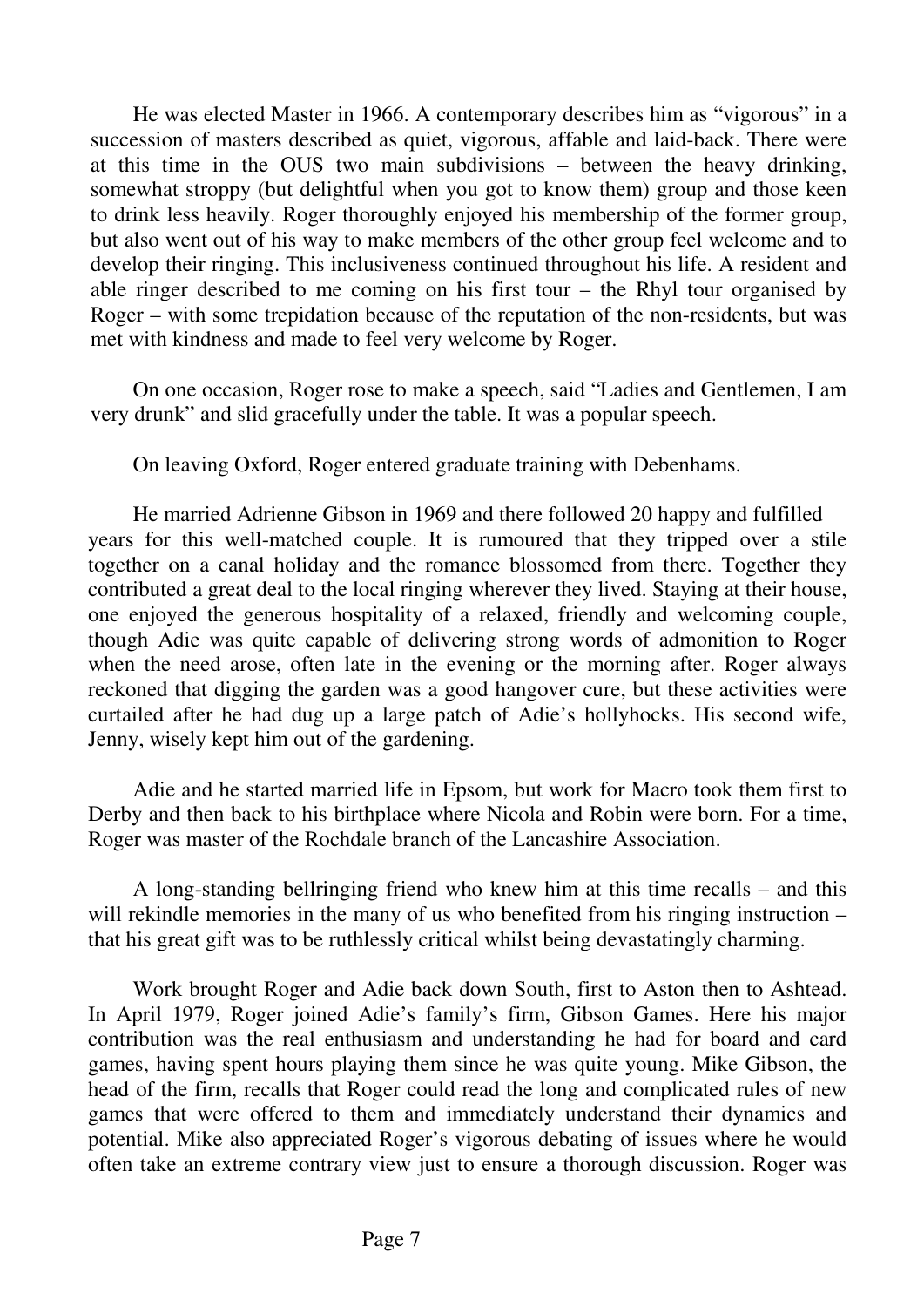He was elected Master in 1966. A contemporary describes him as "vigorous" in a succession of masters described as quiet, vigorous, affable and laid-back. There were at this time in the OUS two main subdivisions – between the heavy drinking, somewhat stroppy (but delightful when you got to know them) group and those keen to drink less heavily. Roger thoroughly enjoyed his membership of the former group, but also went out of his way to make members of the other group feel welcome and to develop their ringing. This inclusiveness continued throughout his life. A resident and able ringer described to me coming on his first tour – the Rhyl tour organised by Roger – with some trepidation because of the reputation of the non-residents, but was met with kindness and made to feel very welcome by Roger.

On one occasion, Roger rose to make a speech, said "Ladies and Gentlemen, I am very drunk" and slid gracefully under the table. It was a popular speech.

On leaving Oxford, Roger entered graduate training with Debenhams.

He married Adrienne Gibson in 1969 and there followed 20 happy and fulfilled years for this well-matched couple. It is rumoured that they tripped over a stile together on a canal holiday and the romance blossomed from there. Together they contributed a great deal to the local ringing wherever they lived. Staying at their house, one enjoyed the generous hospitality of a relaxed, friendly and welcoming couple, though Adie was quite capable of delivering strong words of admonition to Roger when the need arose, often late in the evening or the morning after. Roger always reckoned that digging the garden was a good hangover cure, but these activities were curtailed after he had dug up a large patch of Adie's hollyhocks. His second wife, Jenny, wisely kept him out of the gardening.

Adie and he started married life in Epsom, but work for Macro took them first to Derby and then back to his birthplace where Nicola and Robin were born. For a time, Roger was master of the Rochdale branch of the Lancashire Association.

A long-standing bellringing friend who knew him at this time recalls – and this will rekindle memories in the many of us who benefited from his ringing instruction – that his great gift was to be ruthlessly critical whilst being devastatingly charming.

Work brought Roger and Adie back down South, first to Aston then to Ashtead. In April 1979, Roger joined Adie's family's firm, Gibson Games. Here his major contribution was the real enthusiasm and understanding he had for board and card games, having spent hours playing them since he was quite young. Mike Gibson, the head of the firm, recalls that Roger could read the long and complicated rules of new games that were offered to them and immediately understand their dynamics and potential. Mike also appreciated Roger's vigorous debating of issues where he would often take an extreme contrary view just to ensure a thorough discussion. Roger was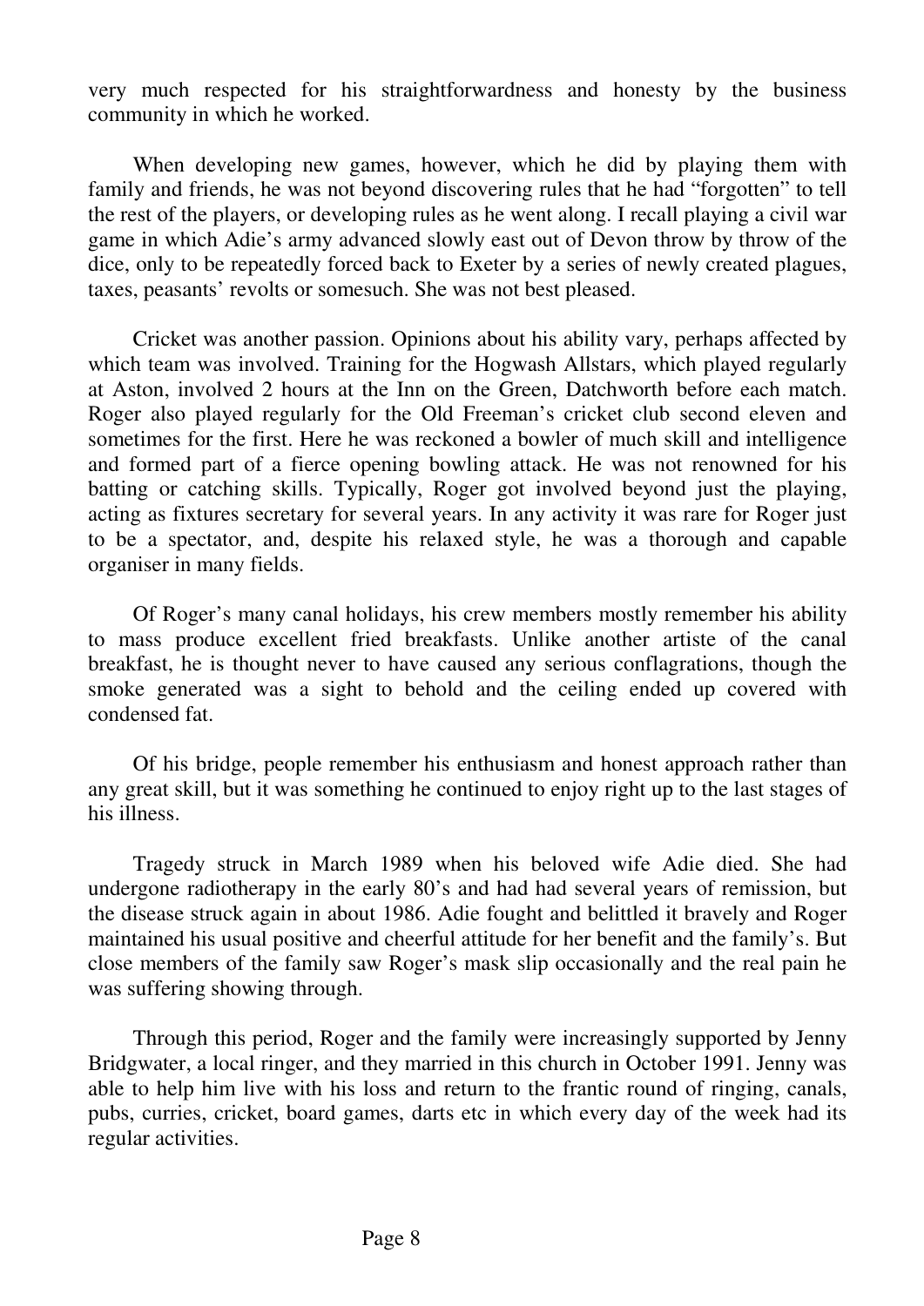very much respected for his straightforwardness and honesty by the business community in which he worked.

When developing new games, however, which he did by playing them with family and friends, he was not beyond discovering rules that he had "forgotten" to tell the rest of the players, or developing rules as he went along. I recall playing a civil war game in which Adie's army advanced slowly east out of Devon throw by throw of the dice, only to be repeatedly forced back to Exeter by a series of newly created plagues, taxes, peasants' revolts or somesuch. She was not best pleased.

Cricket was another passion. Opinions about his ability vary, perhaps affected by which team was involved. Training for the Hogwash Allstars, which played regularly at Aston, involved 2 hours at the Inn on the Green, Datchworth before each match. Roger also played regularly for the Old Freeman's cricket club second eleven and sometimes for the first. Here he was reckoned a bowler of much skill and intelligence and formed part of a fierce opening bowling attack. He was not renowned for his batting or catching skills. Typically, Roger got involved beyond just the playing, acting as fixtures secretary for several years. In any activity it was rare for Roger just to be a spectator, and, despite his relaxed style, he was a thorough and capable organiser in many fields.

Of Roger's many canal holidays, his crew members mostly remember his ability to mass produce excellent fried breakfasts. Unlike another artiste of the canal breakfast, he is thought never to have caused any serious conflagrations, though the smoke generated was a sight to behold and the ceiling ended up covered with condensed fat.

Of his bridge, people remember his enthusiasm and honest approach rather than any great skill, but it was something he continued to enjoy right up to the last stages of his illness.

Tragedy struck in March 1989 when his beloved wife Adie died. She had undergone radiotherapy in the early 80's and had had several years of remission, but the disease struck again in about 1986. Adie fought and belittled it bravely and Roger maintained his usual positive and cheerful attitude for her benefit and the family's. But close members of the family saw Roger's mask slip occasionally and the real pain he was suffering showing through.

Through this period, Roger and the family were increasingly supported by Jenny Bridgwater, a local ringer, and they married in this church in October 1991. Jenny was able to help him live with his loss and return to the frantic round of ringing, canals, pubs, curries, cricket, board games, darts etc in which every day of the week had its regular activities.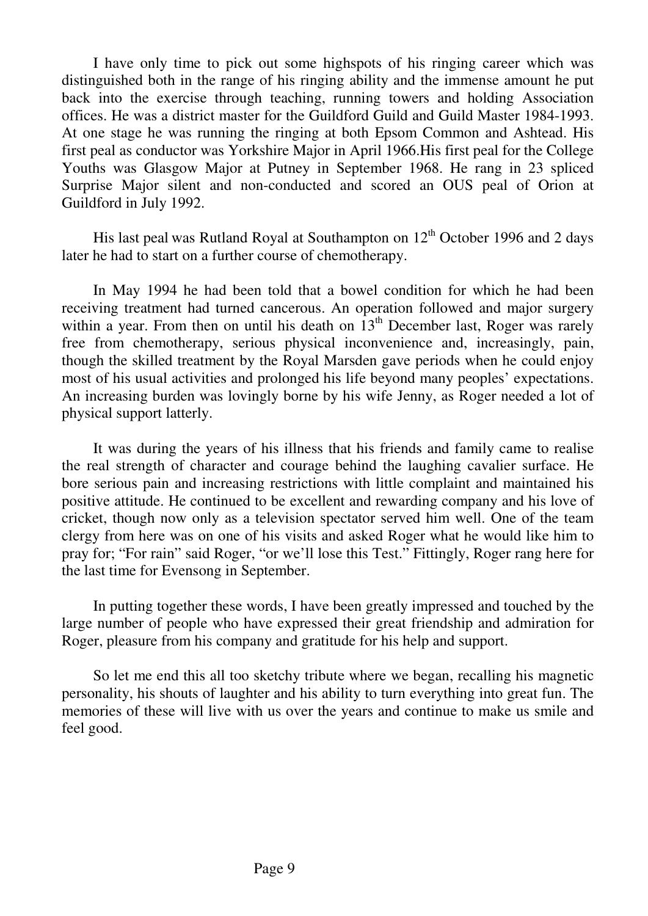I have only time to pick out some highspots of his ringing career which was distinguished both in the range of his ringing ability and the immense amount he put back into the exercise through teaching, running towers and holding Association offices. He was a district master for the Guildford Guild and Guild Master 1984-1993. At one stage he was running the ringing at both Epsom Common and Ashtead. His first peal as conductor was Yorkshire Major in April 1966.His first peal for the College Youths was Glasgow Major at Putney in September 1968. He rang in 23 spliced Surprise Major silent and non-conducted and scored an OUS peal of Orion at Guildford in July 1992.

His last peal was Rutland Royal at Southampton on 12th October 1996 and 2 days later he had to start on a further course of chemotherapy.

In May 1994 he had been told that a bowel condition for which he had been receiving treatment had turned cancerous. An operation followed and major surgery within a year. From then on until his death on 13th December last, Roger was rarely free from chemotherapy, serious physical inconvenience and, increasingly, pain, though the skilled treatment by the Royal Marsden gave periods when he could enjoy most of his usual activities and prolonged his life beyond many peoples' expectations. An increasing burden was lovingly borne by his wife Jenny, as Roger needed a lot of physical support latterly.

It was during the years of his illness that his friends and family came to realise the real strength of character and courage behind the laughing cavalier surface. He bore serious pain and increasing restrictions with little complaint and maintained his positive attitude. He continued to be excellent and rewarding company and his love of cricket, though now only as a television spectator served him well. One of the team clergy from here was on one of his visits and asked Roger what he would like him to pray for; "For rain" said Roger, "or we'll lose this Test." Fittingly, Roger rang here for the last time for Evensong in September.

In putting together these words, I have been greatly impressed and touched by the large number of people who have expressed their great friendship and admiration for Roger, pleasure from his company and gratitude for his help and support.

So let me end this all too sketchy tribute where we began, recalling his magnetic personality, his shouts of laughter and his ability to turn everything into great fun. The memories of these will live with us over the years and continue to make us smile and feel good.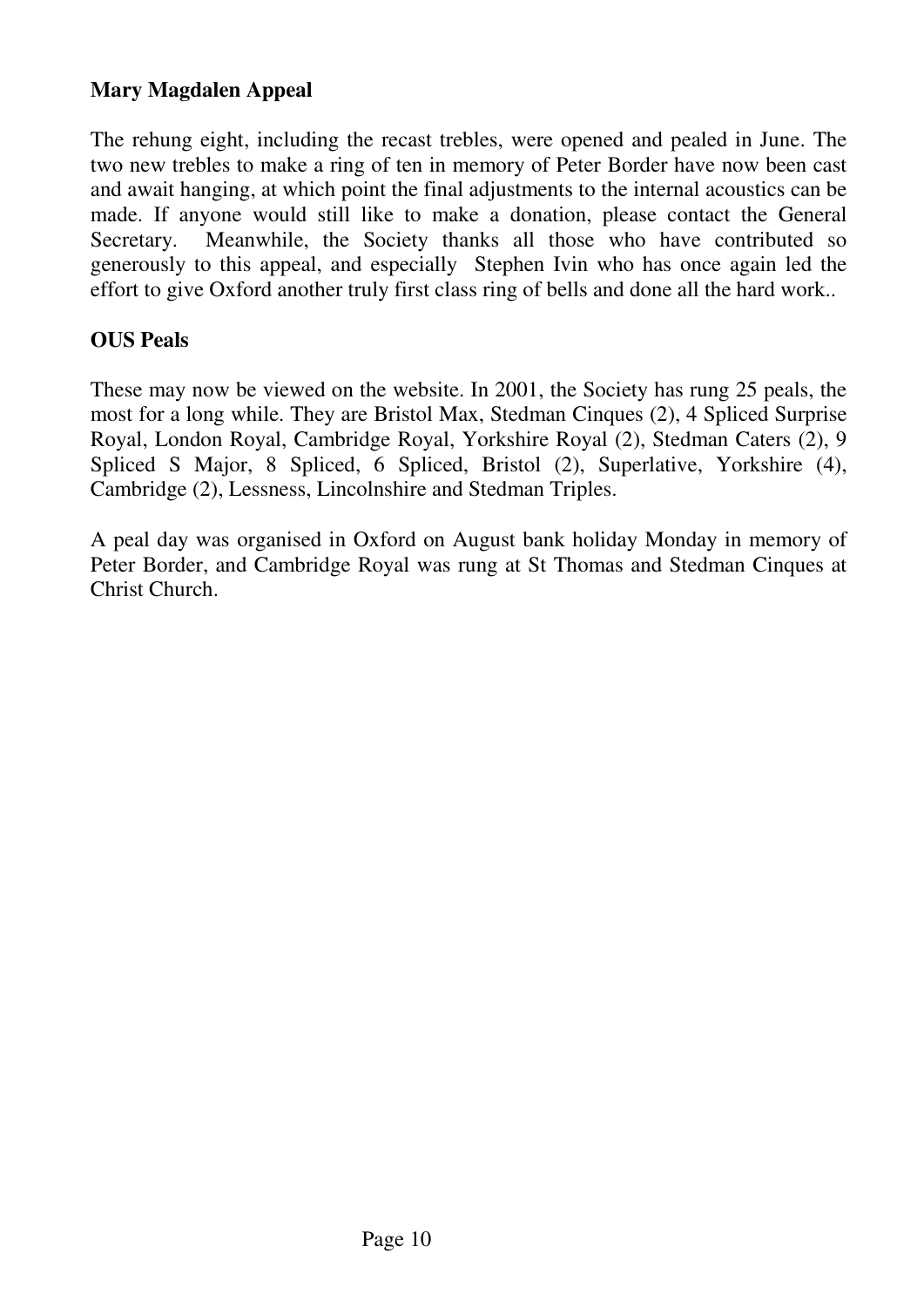**Mary Magdalen Appeal**

The rehung eight, including the recast trebles, were opened and pealed in June. The two new trebles to make a ring of ten in memory of Peter Border have now been cast and await hanging, at which point the final adjustments to the internal acoustics can be made. If anyone would still like to make a donation, please contact the General Secretary. Meanwhile, the Society thanks all those who have contributed so generously to this appeal, and especially Stephen Ivin who has once again led the effort to give Oxford another truly first class ring of bells and done all the hard work..

**OUS Peals**

These may now be viewed on the website. In 2001, the Society has rung 25 peals, the most for a long while. They are Bristol Max, Stedman Cinques (2), 4 Spliced Surprise Royal, London Royal, Cambridge Royal, Yorkshire Royal (2), Stedman Caters (2), 9 Spliced S Major, 8 Spliced, 6 Spliced, Bristol (2), Superlative, Yorkshire (4), Cambridge (2), Lessness, Lincolnshire and Stedman Triples.

A peal day was organised in Oxford on August bank holiday Monday in memory of Peter Border, and Cambridge Royal was rung at St Thomas and Stedman Cinques at Christ Church.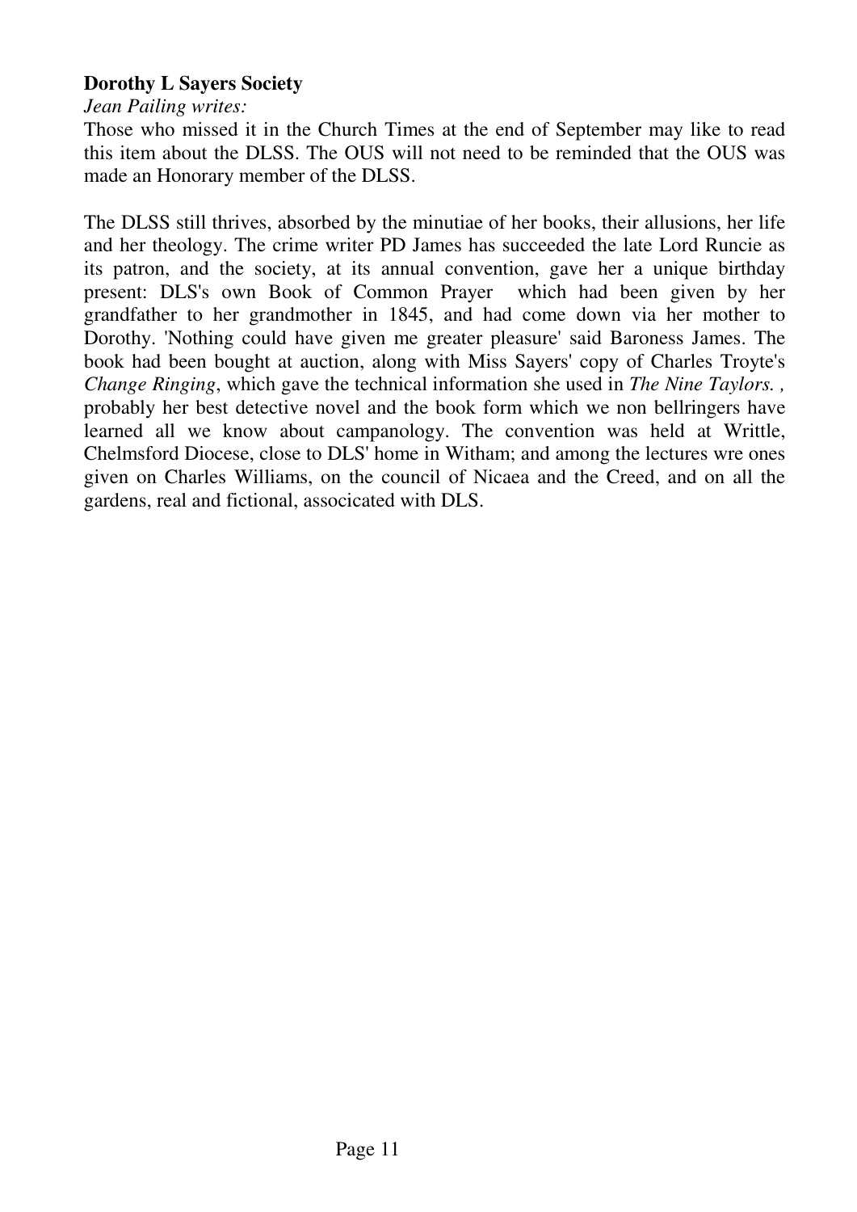**Dorothy L Sayers Society**

*Jean Pailing writes:*

Those who missed it in the Church Times at the end of September may like to read this item about the DLSS. The OUS will not need to be reminded that the OUS was made an Honorary member of the DLSS.

The DLSS still thrives, absorbed by the minutiae of her books, their allusions, her life and her theology. The crime writer PD James has succeeded the late Lord Runcie as its patron, and the society, at its annual convention, gave her a unique birthday present: DLS's own Book of Common Prayer which had been given by her grandfather to her grandmother in 1845, and had come down via her mother to Dorothy. 'Nothing could have given me greater pleasure' said Baroness James. The book had been bought at auction, along with Miss Sayers' copy of Charles Troyte's *Change Ringing*, which gave the technical information she used in *The Nine Taylors.* , probably her best detective novel and the book form which we non bellringers have learned all we know about campanology. The convention was held at Writtle, Chelmsford Diocese, close to DLS' home in Witham; and among the lectures wre ones given on Charles Williams, on the council of Nicaea and the Creed, and on all the gardens, real and fictional, associcated with DLS.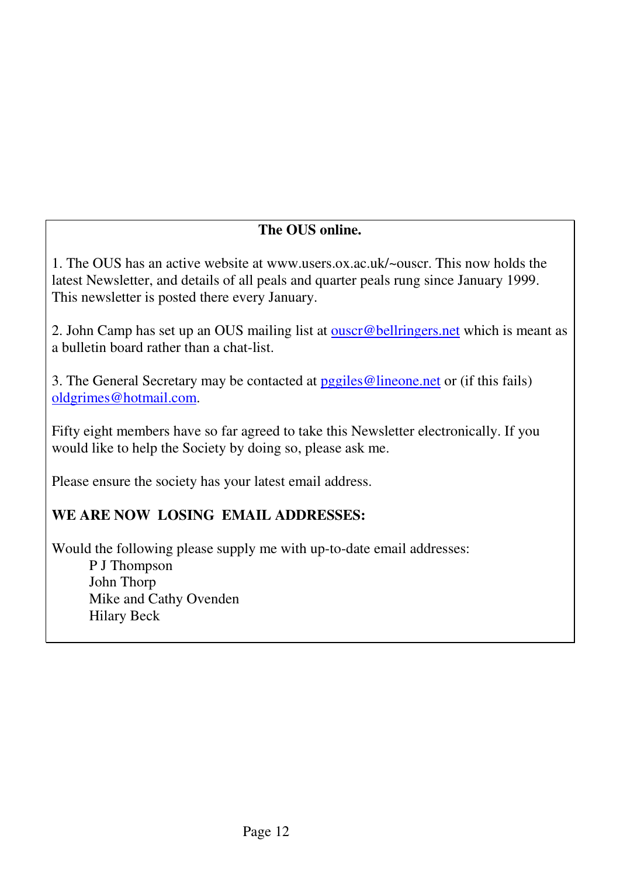## The OUS online.

1. The OUS has an active website at www.users.ox.ac.uk/~ouscr. This now holds the latest Newsletter, and details of all peals and quarter peals rung since January 1999. This newsletter is posted there every January.

2. John Camp has set up an OUS mailing list at ouscr@bellringers.net which is meant as a bulletin board rather than a chat-list.

3. The General Secretary may be contacted at pggiles@lineone.net or (if this fails) oldgrimes@hotmail.com.

Fifty eight members have so far agreed to take this Newsletter electronically. If you would like to help the Society by doing so, please ask me.

Please ensure the society has your latest email address.

**WE ARE NOW LOSING EMAIL ADDRESSES:**

Would the following please supply me with up-to-date email addresses:

P J Thompson
John Thorp
Mike and Cathy Ovenden
Hilary Beck